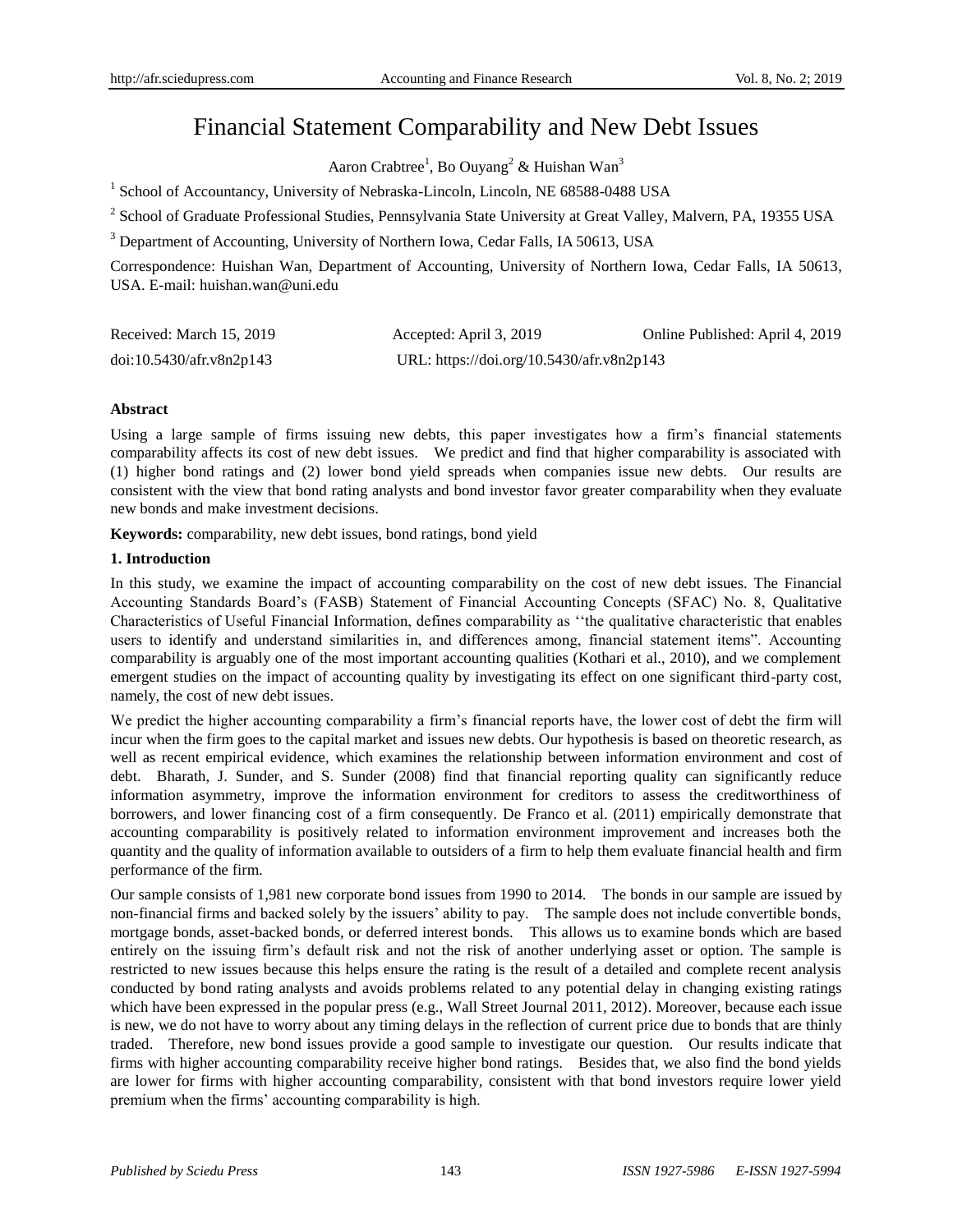# Financial Statement Comparability and New Debt Issues

Aaron Crabtree[1], Bo Ouyang[2] & Huishan Wan[3]

[1] School of Accountancy, University of Nebraska-Lincoln, Lincoln, NE 68588-0488 USA

[2] School of Graduate Professional Studies, Pennsylvania State University at Great Valley, Malvern, PA, 19355 USA

[3] Department of Accounting, University of Northern Iowa, Cedar Falls, IA 50613, USA

Correspondence: Huishan Wan, Department of Accounting, University of Northern Iowa, Cedar Falls, IA 50613, USA. E-mail: huishan.wan@uni.edu

Received: March 15, 2019    Accepted: April 3, 2019    Online Published: April 4, 2019

doi:10.5430/afr.v8n2p143    URL: https://doi.org/10.5430/afr.v8n2p143

**Abstract**

Using a large sample of firms issuing new debts, this paper investigates how a firm's financial statements comparability affects its cost of new debt issues. We predict and find that higher comparability is associated with (1) higher bond ratings and (2) lower bond yield spreads when companies issue new debts. Our results are consistent with the view that bond rating analysts and bond investor favor greater comparability when they evaluate new bonds and make investment decisions.

**Keywords:** comparability, new debt issues, bond ratings, bond yield

## 1. Introduction

In this study, we examine the impact of accounting comparability on the cost of new debt issues. The Financial Accounting Standards Board's (FASB) Statement of Financial Accounting Concepts (SFAC) No. 8, Qualitative Characteristics of Useful Financial Information, defines comparability as ''the qualitative characteristic that enables users to identify and understand similarities in, and differences among, financial statement items". Accounting comparability is arguably one of the most important accounting qualities (Kothari et al., 2010), and we complement emergent studies on the impact of accounting quality by investigating its effect on one significant third-party cost, namely, the cost of new debt issues.

We predict the higher accounting comparability a firm's financial reports have, the lower cost of debt the firm will incur when the firm goes to the capital market and issues new debts. Our hypothesis is based on theoretic research, as well as recent empirical evidence, which examines the relationship between information environment and cost of debt. Bharath, J. Sunder, and S. Sunder (2008) find that financial reporting quality can significantly reduce information asymmetry, improve the information environment for creditors to assess the creditworthiness of borrowers, and lower financing cost of a firm consequently. De Franco et al. (2011) empirically demonstrate that accounting comparability is positively related to information environment improvement and increases both the quantity and the quality of information available to outsiders of a firm to help them evaluate financial health and firm performance of the firm.

Our sample consists of 1,981 new corporate bond issues from 1990 to 2014. The bonds in our sample are issued by non-financial firms and backed solely by the issuers' ability to pay. The sample does not include convertible bonds, mortgage bonds, asset-backed bonds, or deferred interest bonds. This allows us to examine bonds which are based entirely on the issuing firm's default risk and not the risk of another underlying asset or option. The sample is restricted to new issues because this helps ensure the rating is the result of a detailed and complete recent analysis conducted by bond rating analysts and avoids problems related to any potential delay in changing existing ratings which have been expressed in the popular press (e.g., Wall Street Journal 2011, 2012). Moreover, because each issue is new, we do not have to worry about any timing delays in the reflection of current price due to bonds that are thinly traded. Therefore, new bond issues provide a good sample to investigate our question. Our results indicate that firms with higher accounting comparability receive higher bond ratings. Besides that, we also find the bond yields are lower for firms with higher accounting comparability, consistent with that bond investors require lower yield premium when the firms' accounting comparability is high.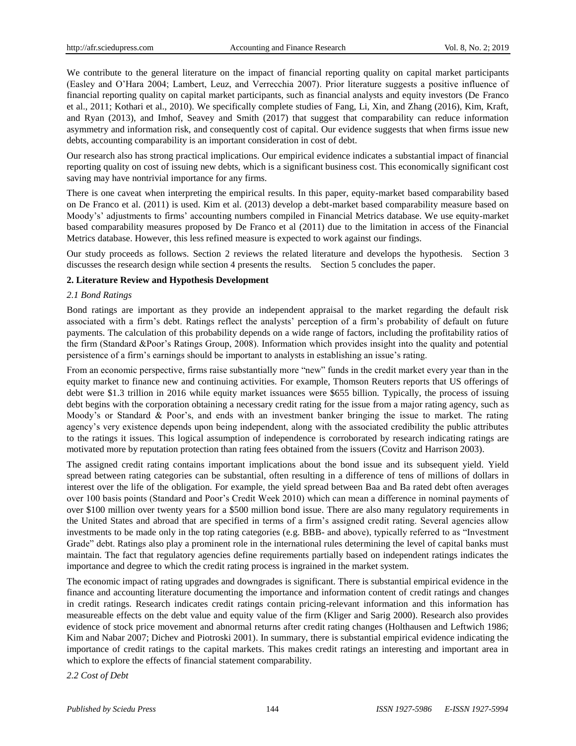We contribute to the general literature on the impact of financial reporting quality on capital market participants (Easley and O'Hara 2004; Lambert, Leuz, and Verrecchia 2007). Prior literature suggests a positive influence of financial reporting quality on capital market participants, such as financial analysts and equity investors (De Franco et al., 2011; Kothari et al., 2010). We specifically complete studies of Fang, Li, Xin, and Zhang (2016), Kim, Kraft, and Ryan (2013), and Imhof, Seavey and Smith (2017) that suggest that comparability can reduce information asymmetry and information risk, and consequently cost of capital. Our evidence suggests that when firms issue new debts, accounting comparability is an important consideration in cost of debt.

Our research also has strong practical implications. Our empirical evidence indicates a substantial impact of financial reporting quality on cost of issuing new debts, which is a significant business cost. This economically significant cost saving may have nontrivial importance for any firms.

There is one caveat when interpreting the empirical results. In this paper, equity-market based comparability based on De Franco et al. (2011) is used. Kim et al. (2013) develop a debt-market based comparability measure based on Moody's' adjustments to firms' accounting numbers compiled in Financial Metrics database. We use equity-market based comparability measures proposed by De Franco et al (2011) due to the limitation in access of the Financial Metrics database. However, this less refined measure is expected to work against our findings.

Our study proceeds as follows. Section 2 reviews the related literature and develops the hypothesis. Section 3 discusses the research design while section 4 presents the results. Section 5 concludes the paper.

## 2. Literature Review and Hypothesis Development

### 2.1 Bond Ratings

Bond ratings are important as they provide an independent appraisal to the market regarding the default risk associated with a firm's debt. Ratings reflect the analysts' perception of a firm's probability of default on future payments. The calculation of this probability depends on a wide range of factors, including the profitability ratios of the firm (Standard &Poor's Ratings Group, 2008). Information which provides insight into the quality and potential persistence of a firm's earnings should be important to analysts in establishing an issue's rating.

From an economic perspective, firms raise substantially more "new" funds in the credit market every year than in the equity market to finance new and continuing activities. For example, Thomson Reuters reports that US offerings of debt were $1.3 trillion in 2016 while equity market issuances were $655 billion. Typically, the process of issuing debt begins with the corporation obtaining a necessary credit rating for the issue from a major rating agency, such as Moody's or Standard & Poor's, and ends with an investment banker bringing the issue to market. The rating agency's very existence depends upon being independent, along with the associated credibility the public attributes to the ratings it issues. This logical assumption of independence is corroborated by research indicating ratings are motivated more by reputation protection than rating fees obtained from the issuers (Covitz and Harrison 2003).

The assigned credit rating contains important implications about the bond issue and its subsequent yield. Yield spread between rating categories can be substantial, often resulting in a difference of tens of millions of dollars in interest over the life of the obligation. For example, the yield spread between Baa and Ba rated debt often averages over 100 basis points (Standard and Poor's Credit Week 2010) which can mean a difference in nominal payments of over $100 million over twenty years for a $500 million bond issue. There are also many regulatory requirements in the United States and abroad that are specified in terms of a firm's assigned credit rating. Several agencies allow investments to be made only in the top rating categories (e.g. BBB- and above), typically referred to as "Investment Grade" debt. Ratings also play a prominent role in the international rules determining the level of capital banks must maintain. The fact that regulatory agencies define requirements partially based on independent ratings indicates the importance and degree to which the credit rating process is ingrained in the market system.

The economic impact of rating upgrades and downgrades is significant. There is substantial empirical evidence in the finance and accounting literature documenting the importance and information content of credit ratings and changes in credit ratings. Research indicates credit ratings contain pricing-relevant information and this information has measureable effects on the debt value and equity value of the firm (Kliger and Sarig 2000). Research also provides evidence of stock price movement and abnormal returns after credit rating changes (Holthausen and Leftwich 1986; Kim and Nabar 2007; Dichev and Piotroski 2001). In summary, there is substantial empirical evidence indicating the importance of credit ratings to the capital markets. This makes credit ratings an interesting and important area in which to explore the effects of financial statement comparability.

### 2.2 Cost of Debt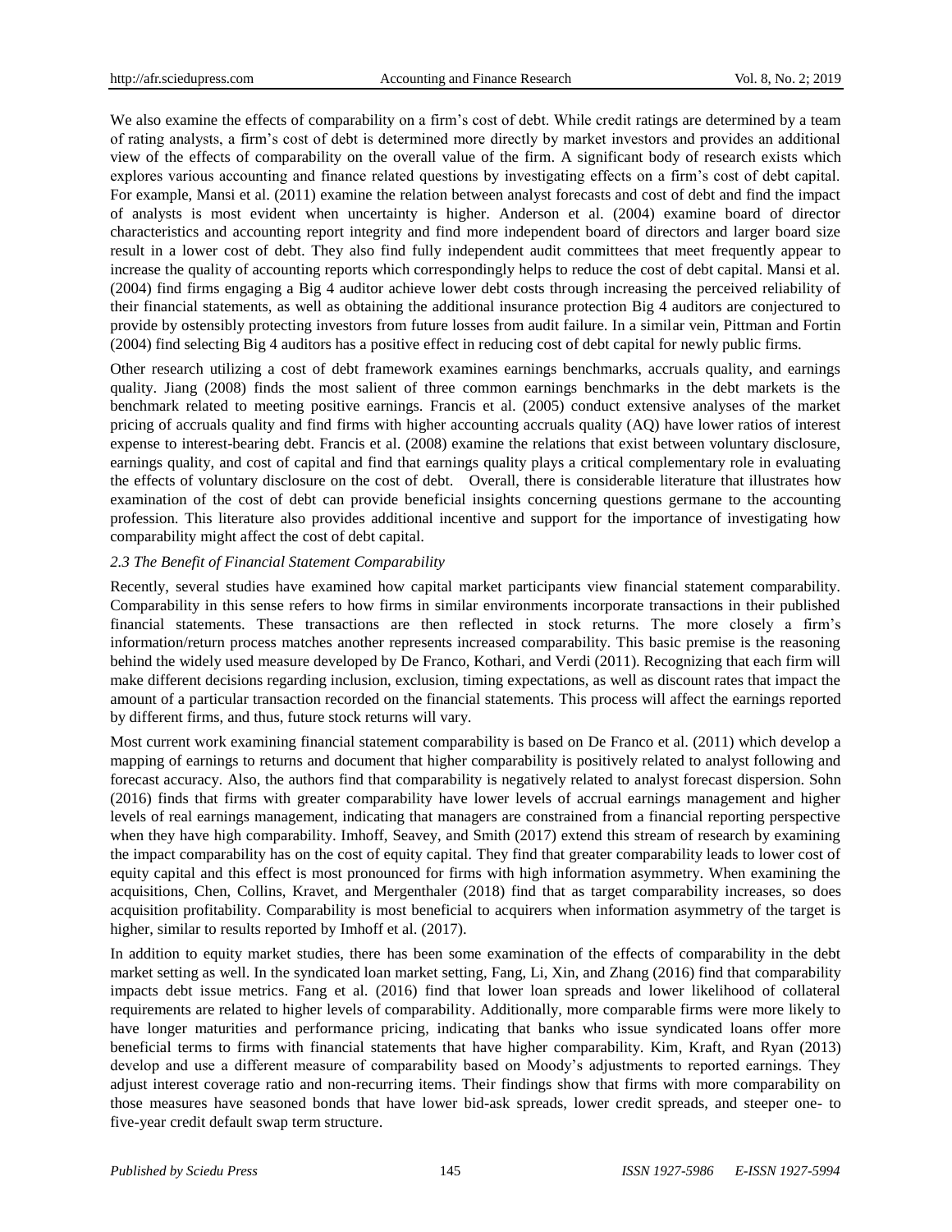We also examine the effects of comparability on a firm's cost of debt. While credit ratings are determined by a team of rating analysts, a firm's cost of debt is determined more directly by market investors and provides an additional view of the effects of comparability on the overall value of the firm. A significant body of research exists which explores various accounting and finance related questions by investigating effects on a firm's cost of debt capital. For example, Mansi et al. (2011) examine the relation between analyst forecasts and cost of debt and find the impact of analysts is most evident when uncertainty is higher. Anderson et al. (2004) examine board of director characteristics and accounting report integrity and find more independent board of directors and larger board size result in a lower cost of debt. They also find fully independent audit committees that meet frequently appear to increase the quality of accounting reports which correspondingly helps to reduce the cost of debt capital. Mansi et al. (2004) find firms engaging a Big 4 auditor achieve lower debt costs through increasing the perceived reliability of their financial statements, as well as obtaining the additional insurance protection Big 4 auditors are conjectured to provide by ostensibly protecting investors from future losses from audit failure. In a similar vein, Pittman and Fortin (2004) find selecting Big 4 auditors has a positive effect in reducing cost of debt capital for newly public firms.

Other research utilizing a cost of debt framework examines earnings benchmarks, accruals quality, and earnings quality. Jiang (2008) finds the most salient of three common earnings benchmarks in the debt markets is the benchmark related to meeting positive earnings. Francis et al. (2005) conduct extensive analyses of the market pricing of accruals quality and find firms with higher accounting accruals quality (AQ) have lower ratios of interest expense to interest-bearing debt. Francis et al. (2008) examine the relations that exist between voluntary disclosure, earnings quality, and cost of capital and find that earnings quality plays a critical complementary role in evaluating the effects of voluntary disclosure on the cost of debt. Overall, there is considerable literature that illustrates how examination of the cost of debt can provide beneficial insights concerning questions germane to the accounting profession. This literature also provides additional incentive and support for the importance of investigating how comparability might affect the cost of debt capital.

### *2.3 The Benefit of Financial Statement Comparability*

Recently, several studies have examined how capital market participants view financial statement comparability. Comparability in this sense refers to how firms in similar environments incorporate transactions in their published financial statements. These transactions are then reflected in stock returns. The more closely a firm's information/return process matches another represents increased comparability. This basic premise is the reasoning behind the widely used measure developed by De Franco, Kothari, and Verdi (2011). Recognizing that each firm will make different decisions regarding inclusion, exclusion, timing expectations, as well as discount rates that impact the amount of a particular transaction recorded on the financial statements. This process will affect the earnings reported by different firms, and thus, future stock returns will vary.

Most current work examining financial statement comparability is based on De Franco et al. (2011) which develop a mapping of earnings to returns and document that higher comparability is positively related to analyst following and forecast accuracy. Also, the authors find that comparability is negatively related to analyst forecast dispersion. Sohn (2016) finds that firms with greater comparability have lower levels of accrual earnings management and higher levels of real earnings management, indicating that managers are constrained from a financial reporting perspective when they have high comparability. Imhoff, Seavey, and Smith (2017) extend this stream of research by examining the impact comparability has on the cost of equity capital. They find that greater comparability leads to lower cost of equity capital and this effect is most pronounced for firms with high information asymmetry. When examining the acquisitions, Chen, Collins, Kravet, and Mergenthaler (2018) find that as target comparability increases, so does acquisition profitability. Comparability is most beneficial to acquirers when information asymmetry of the target is higher, similar to results reported by Imhoff et al. (2017).

In addition to equity market studies, there has been some examination of the effects of comparability in the debt market setting as well. In the syndicated loan market setting, Fang, Li, Xin, and Zhang (2016) find that comparability impacts debt issue metrics. Fang et al. (2016) find that lower loan spreads and lower likelihood of collateral requirements are related to higher levels of comparability. Additionally, more comparable firms were more likely to have longer maturities and performance pricing, indicating that banks who issue syndicated loans offer more beneficial terms to firms with financial statements that have higher comparability. Kim, Kraft, and Ryan (2013) develop and use a different measure of comparability based on Moody's adjustments to reported earnings. They adjust interest coverage ratio and non-recurring items. Their findings show that firms with more comparability on those measures have seasoned bonds that have lower bid-ask spreads, lower credit spreads, and steeper one- to five-year credit default swap term structure.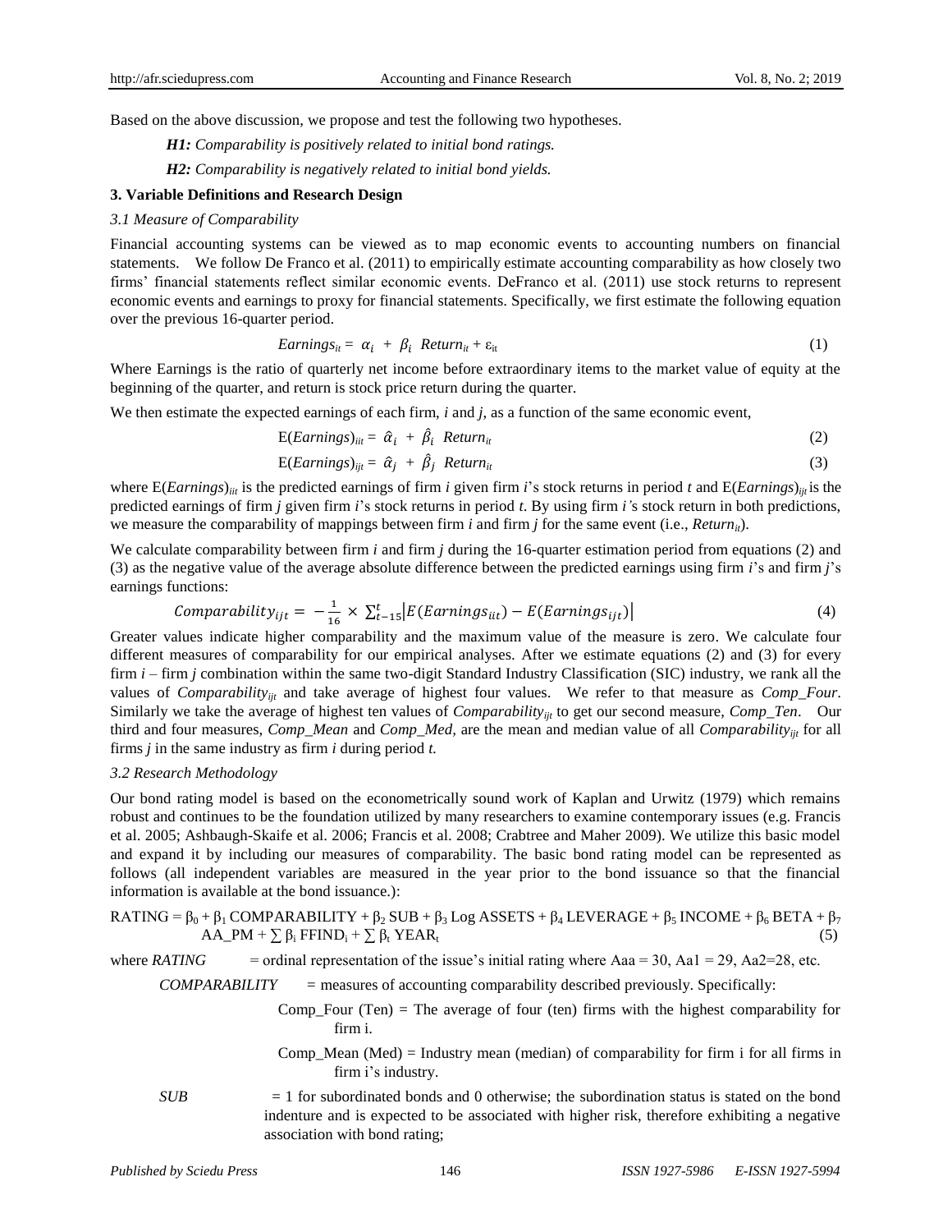Based on the above discussion, we propose and test the following two hypotheses.

***H1:*** *Comparability is positively related to initial bond ratings.*

***H2:*** *Comparability is negatively related to initial bond yields.*

## 3. Variable Definitions and Research Design

### 3.1 Measure of Comparability

Financial accounting systems can be viewed as to map economic events to accounting numbers on financial statements. We follow De Franco et al. (2011) to empirically estimate accounting comparability as how closely two firms' financial statements reflect similar economic events. DeFranco et al. (2011) use stock returns to represent economic events and earnings to proxy for financial statements. Specifically, we first estimate the following equation over the previous 16-quarter period.

$$Earnings_{it} = \alpha_i + \beta_i \ Return_{it} + \varepsilon_{it} \tag{1}$$

Where Earnings is the ratio of quarterly net income before extraordinary items to the market value of equity at the beginning of the quarter, and return is stock price return during the quarter.

We then estimate the expected earnings of each firm, *i* and *j*, as a function of the same economic event,

$$\mathrm{E}(Earnings)_{iit} = \hat{\alpha}_i + \hat{\beta}_i \ Return_{it} \tag{2}$$

$$\mathrm{E}(Earnings)_{ijt} = \hat{\alpha}_j + \hat{\beta}_j \ Return_{it} \tag{3}$$

where $\mathrm{E}(Earnings)_{iit}$ is the predicted earnings of firm *i* given firm *i*'s stock returns in period *t* and $\mathrm{E}(Earnings)_{ijt}$ is the predicted earnings of firm *j* given firm *i*'s stock returns in period *t*. By using firm *i'*s stock return in both predictions, we measure the comparability of mappings between firm *i* and firm *j* for the same event (i.e., $Return_{it}$).

We calculate comparability between firm *i* and firm *j* during the 16-quarter estimation period from equations (2) and (3) as the negative value of the average absolute difference between the predicted earnings using firm *i*'s and firm *j*'s earnings functions:

$$Comparability_{ijt} = -\frac{1}{16} \times \sum_{t-15}^{t} \left| E(Earnings_{iit}) - E(Earnings_{ijt}) \right| \tag{4}$$

Greater values indicate higher comparability and the maximum value of the measure is zero. We calculate four different measures of comparability for our empirical analyses. After we estimate equations (2) and (3) for every firm *i* – firm *j* combination within the same two-digit Standard Industry Classification (SIC) industry, we rank all the values of $Comparability_{ijt}$ and take average of highest four values. We refer to that measure as *Comp_Four*. Similarly we take the average of highest ten values of $Comparability_{ijt}$ to get our second measure, *Comp_Ten*. Our third and four measures, *Comp_Mean* and *Comp_Med*, are the mean and median value of all $Comparability_{ijt}$ for all firms *j* in the same industry as firm *i* during period *t.*

### 3.2 Research Methodology

Our bond rating model is based on the econometrically sound work of Kaplan and Urwitz (1979) which remains robust and continues to be the foundation utilized by many researchers to examine contemporary issues (e.g. Francis et al. 2005; Ashbaugh-Skaife et al. 2006; Francis et al. 2008; Crabtree and Maher 2009). We utilize this basic model and expand it by including our measures of comparability. The basic bond rating model can be represented as follows (all independent variables are measured in the year prior to the bond issuance so that the financial information is available at the bond issuance.):

$$\text{RATING} = \beta_0 + \beta_1 \text{ COMPARABILITY} + \beta_2 \text{ SUB} + \beta_3 \text{ Log ASSETS} + \beta_4 \text{ LEVERAGE} + \beta_5 \text{ INCOME} + \beta_6 \text{ BETA} + \beta_7 \text{ AA\_PM} + \sum \beta_i \text{ FFIND}_i + \sum \beta_t \text{ YEAR}_t \tag{5}$$

where *RATING* = ordinal representation of the issue's initial rating where Aaa = 30, Aa1 = 29, Aa2=28, etc.

*COMPARABILITY* = measures of accounting comparability described previously. Specifically:

Comp_Four (Ten) = The average of four (ten) firms with the highest comparability for firm i.

Comp_Mean (Med) = Industry mean (median) of comparability for firm i for all firms in firm i's industry.

*SUB* = 1 for subordinated bonds and 0 otherwise; the subordination status is stated on the bond indenture and is expected to be associated with higher risk, therefore exhibiting a negative association with bond rating;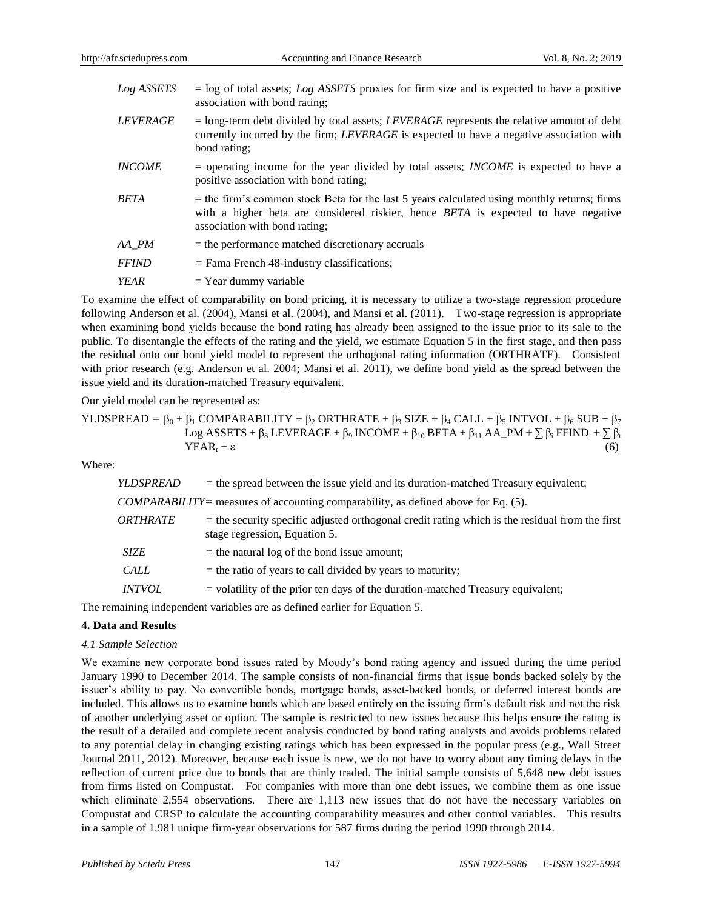*Log ASSETS* = log of total assets; *Log ASSETS* proxies for firm size and is expected to have a positive association with bond rating;

*LEVERAGE* = long-term debt divided by total assets; *LEVERAGE* represents the relative amount of debt currently incurred by the firm; *LEVERAGE* is expected to have a negative association with bond rating;

*INCOME* = operating income for the year divided by total assets; *INCOME* is expected to have a positive association with bond rating;

*BETA* = the firm's common stock Beta for the last 5 years calculated using monthly returns; firms with a higher beta are considered riskier, hence *BETA* is expected to have negative association with bond rating;

*AA_PM* = the performance matched discretionary accruals

*FFIND* = Fama French 48-industry classifications;

*YEAR* = Year dummy variable

To examine the effect of comparability on bond pricing, it is necessary to utilize a two-stage regression procedure following Anderson et al. (2004), Mansi et al. (2004), and Mansi et al. (2011). Two-stage regression is appropriate when examining bond yields because the bond rating has already been assigned to the issue prior to its sale to the public. To disentangle the effects of the rating and the yield, we estimate Equation 5 in the first stage, and then pass the residual onto our bond yield model to represent the orthogonal rating information (ORTHRATE). Consistent with prior research (e.g. Anderson et al. 2004; Mansi et al. 2011), we define bond yield as the spread between the issue yield and its duration-matched Treasury equivalent.

Our yield model can be represented as:

$$\text{YLDSPREAD} = \beta_0 + \beta_1\,\text{COMPARABILITY} + \beta_2\,\text{ORTHRATE} + \beta_3\,\text{SIZE} + \beta_4\,\text{CALL} + \beta_5\,\text{INTVOL} + \beta_6\,\text{SUB} + \beta_7\,\text{Log ASSETS} + \beta_8\,\text{LEVERAGE} + \beta_9\,\text{INCOME} + \beta_{10}\,\text{BETA} + \beta_{11}\,\text{AA\_PM} + \sum \beta_i\,\text{FFIND}_i + \sum \beta_t\,\text{YEAR}_t + \varepsilon \quad (6)$$

Where:

*YLDSPREAD* = the spread between the issue yield and its duration-matched Treasury equivalent;

*COMPARABILITY* = measures of accounting comparability, as defined above for Eq. (5).

*ORTHRATE* = the security specific adjusted orthogonal credit rating which is the residual from the first stage regression, Equation 5.

*SIZE* = the natural log of the bond issue amount;

*CALL* = the ratio of years to call divided by years to maturity;

*INTVOL* = volatility of the prior ten days of the duration-matched Treasury equivalent;

The remaining independent variables are as defined earlier for Equation 5.

## 4. Data and Results

### *4.1 Sample Selection*

We examine new corporate bond issues rated by Moody's bond rating agency and issued during the time period January 1990 to December 2014. The sample consists of non-financial firms that issue bonds backed solely by the issuer's ability to pay. No convertible bonds, mortgage bonds, asset-backed bonds, or deferred interest bonds are included. This allows us to examine bonds which are based entirely on the issuing firm's default risk and not the risk of another underlying asset or option. The sample is restricted to new issues because this helps ensure the rating is the result of a detailed and complete recent analysis conducted by bond rating analysts and avoids problems related to any potential delay in changing existing ratings which has been expressed in the popular press (e.g., Wall Street Journal 2011, 2012). Moreover, because each issue is new, we do not have to worry about any timing delays in the reflection of current price due to bonds that are thinly traded. The initial sample consists of 5,648 new debt issues from firms listed on Compustat. For companies with more than one debt issues, we combine them as one issue which eliminate 2,554 observations. There are 1,113 new issues that do not have the necessary variables on Compustat and CRSP to calculate the accounting comparability measures and other control variables. This results in a sample of 1,981 unique firm-year observations for 587 firms during the period 1990 through 2014.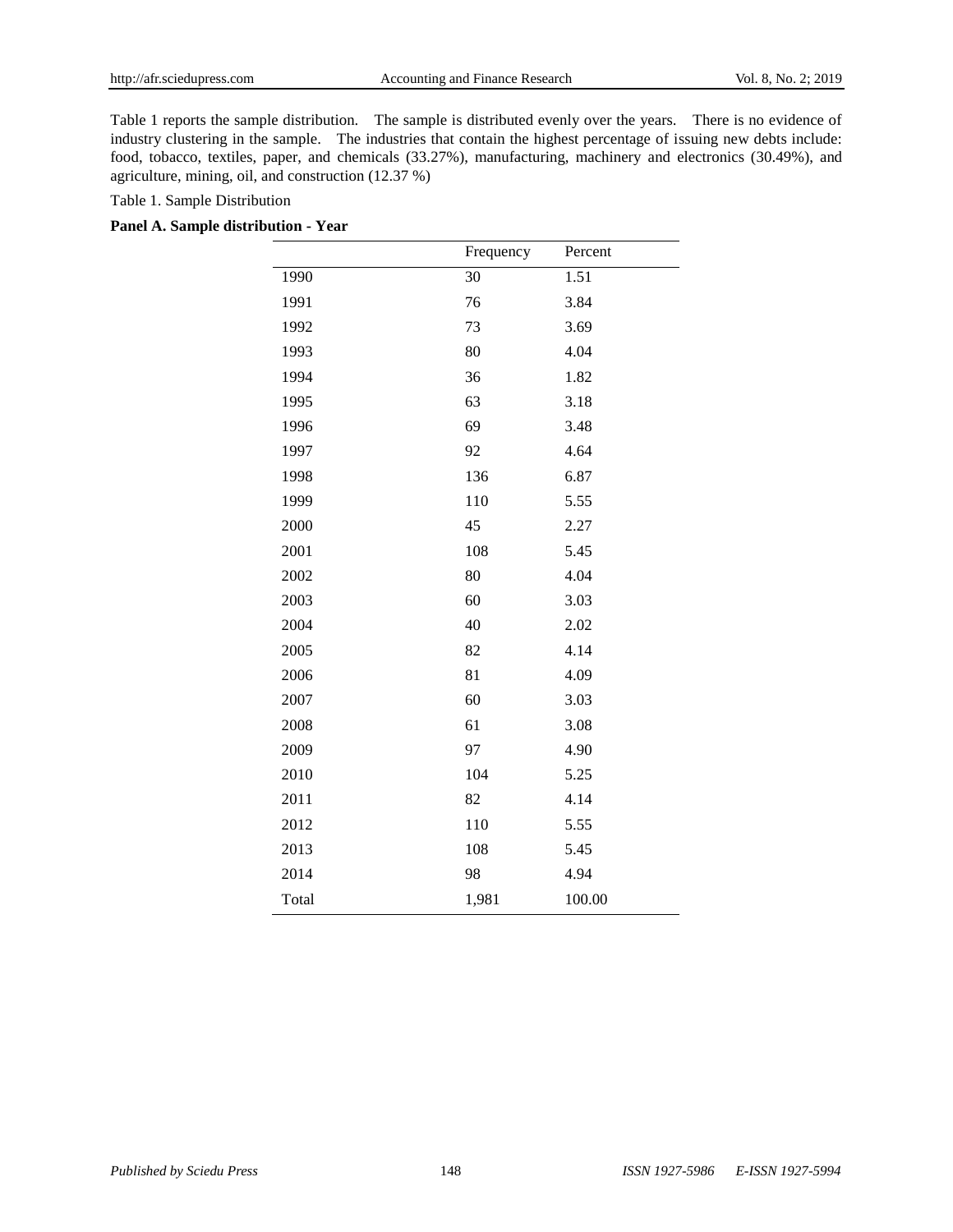Table 1 reports the sample distribution. The sample is distributed evenly over the years. There is no evidence of industry clustering in the sample. The industries that contain the highest percentage of issuing new debts include: food, tobacco, textiles, paper, and chemicals (33.27%), manufacturing, machinery and electronics (30.49%), and agriculture, mining, oil, and construction (12.37 %)

Table 1. Sample Distribution

**Panel A. Sample distribution - Year**

| | Frequency | Percent |
|---|---|---|
| 1990 | 30 | 1.51 |
| 1991 | 76 | 3.84 |
| 1992 | 73 | 3.69 |
| 1993 | 80 | 4.04 |
| 1994 | 36 | 1.82 |
| 1995 | 63 | 3.18 |
| 1996 | 69 | 3.48 |
| 1997 | 92 | 4.64 |
| 1998 | 136 | 6.87 |
| 1999 | 110 | 5.55 |
| 2000 | 45 | 2.27 |
| 2001 | 108 | 5.45 |
| 2002 | 80 | 4.04 |
| 2003 | 60 | 3.03 |
| 2004 | 40 | 2.02 |
| 2005 | 82 | 4.14 |
| 2006 | 81 | 4.09 |
| 2007 | 60 | 3.03 |
| 2008 | 61 | 3.08 |
| 2009 | 97 | 4.90 |
| 2010 | 104 | 5.25 |
| 2011 | 82 | 4.14 |
| 2012 | 110 | 5.55 |
| 2013 | 108 | 5.45 |
| 2014 | 98 | 4.94 |
| Total | 1,981 | 100.00 |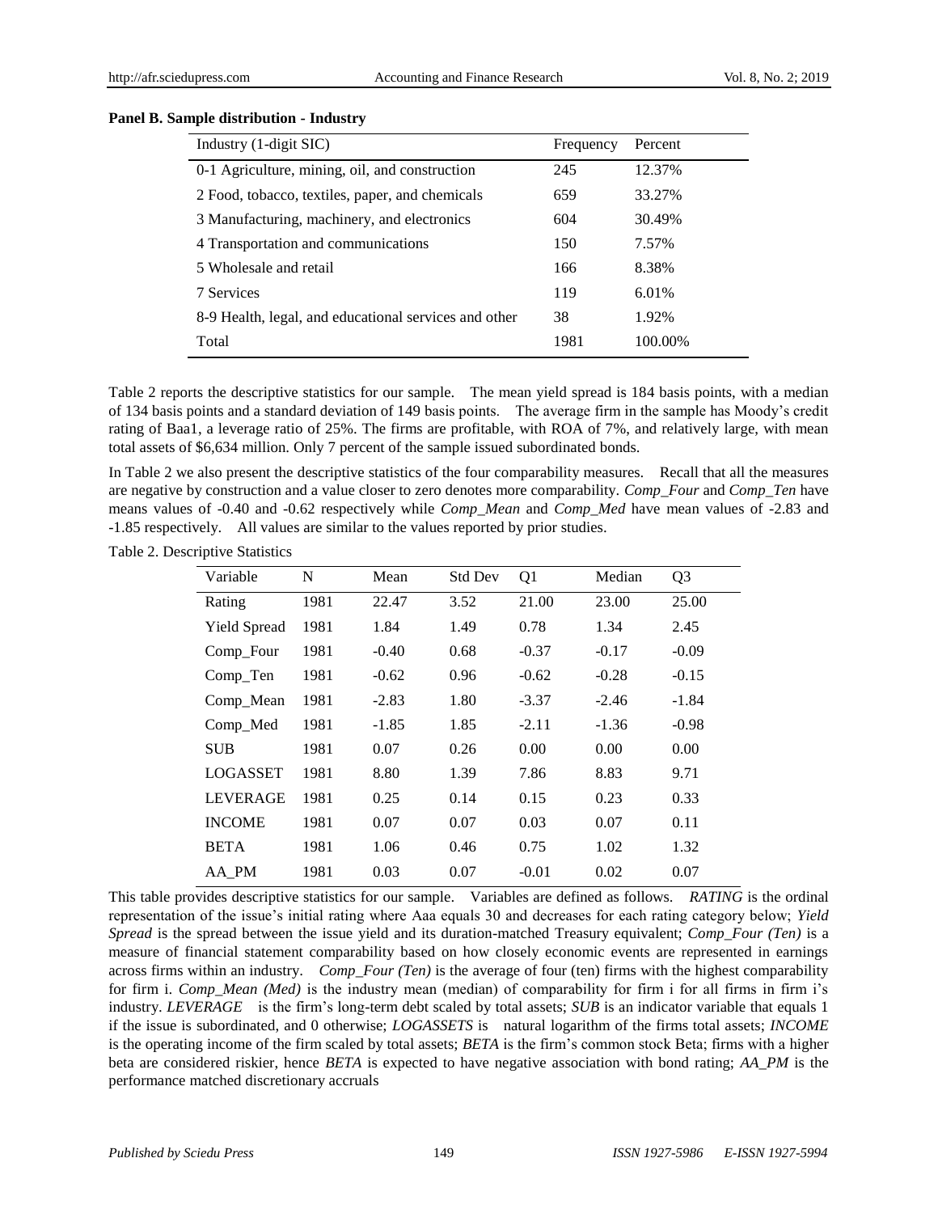**Panel B. Sample distribution - Industry**

| Industry (1-digit SIC) | Frequency | Percent |
|---|---|---|
| 0-1 Agriculture, mining, oil, and construction | 245 | 12.37% |
| 2 Food, tobacco, textiles, paper, and chemicals | 659 | 33.27% |
| 3 Manufacturing, machinery, and electronics | 604 | 30.49% |
| 4 Transportation and communications | 150 | 7.57% |
| 5 Wholesale and retail | 166 | 8.38% |
| 7 Services | 119 | 6.01% |
| 8-9 Health, legal, and educational services and other | 38 | 1.92% |
| Total | 1981 | 100.00% |

Table 2 reports the descriptive statistics for our sample. The mean yield spread is 184 basis points, with a median of 134 basis points and a standard deviation of 149 basis points. The average firm in the sample has Moody's credit rating of Baa1, a leverage ratio of 25%. The firms are profitable, with ROA of 7%, and relatively large, with mean total assets of $6,634 million. Only 7 percent of the sample issued subordinated bonds.

In Table 2 we also present the descriptive statistics of the four comparability measures. Recall that all the measures are negative by construction and a value closer to zero denotes more comparability. *Comp_Four* and *Comp_Ten* have means values of -0.40 and -0.62 respectively while *Comp_Mean* and *Comp_Med* have mean values of -2.83 and -1.85 respectively. All values are similar to the values reported by prior studies.

Table 2. Descriptive Statistics

| Variable | N | Mean | Std Dev | Q1 | Median | Q3 |
|---|---|---|---|---|---|---|
| Rating | 1981 | 22.47 | 3.52 | 21.00 | 23.00 | 25.00 |
| Yield Spread | 1981 | 1.84 | 1.49 | 0.78 | 1.34 | 2.45 |
| Comp_Four | 1981 | -0.40 | 0.68 | -0.37 | -0.17 | -0.09 |
| Comp_Ten | 1981 | -0.62 | 0.96 | -0.62 | -0.28 | -0.15 |
| Comp_Mean | 1981 | -2.83 | 1.80 | -3.37 | -2.46 | -1.84 |
| Comp_Med | 1981 | -1.85 | 1.85 | -2.11 | -1.36 | -0.98 |
| SUB | 1981 | 0.07 | 0.26 | 0.00 | 0.00 | 0.00 |
| LOGASSET | 1981 | 8.80 | 1.39 | 7.86 | 8.83 | 9.71 |
| LEVERAGE | 1981 | 0.25 | 0.14 | 0.15 | 0.23 | 0.33 |
| INCOME | 1981 | 0.07 | 0.07 | 0.03 | 0.07 | 0.11 |
| BETA | 1981 | 1.06 | 0.46 | 0.75 | 1.02 | 1.32 |
| AA_PM | 1981 | 0.03 | 0.07 | -0.01 | 0.02 | 0.07 |

This table provides descriptive statistics for our sample. Variables are defined as follows. *RATING* is the ordinal representation of the issue's initial rating where Aaa equals 30 and decreases for each rating category below; *Yield Spread* is the spread between the issue yield and its duration-matched Treasury equivalent; *Comp_Four (Ten)* is a measure of financial statement comparability based on how closely economic events are represented in earnings across firms within an industry. *Comp_Four (Ten)* is the average of four (ten) firms with the highest comparability for firm i. *Comp_Mean (Med)* is the industry mean (median) of comparability for firm i for all firms in firm i's industry. *LEVERAGE* is the firm's long-term debt scaled by total assets; *SUB* is an indicator variable that equals 1 if the issue is subordinated, and 0 otherwise; *LOGASSETS* is natural logarithm of the firms total assets; *INCOME* is the operating income of the firm scaled by total assets; *BETA* is the firm's common stock Beta; firms with a higher beta are considered riskier, hence *BETA* is expected to have negative association with bond rating; *AA_PM* is the performance matched discretionary accruals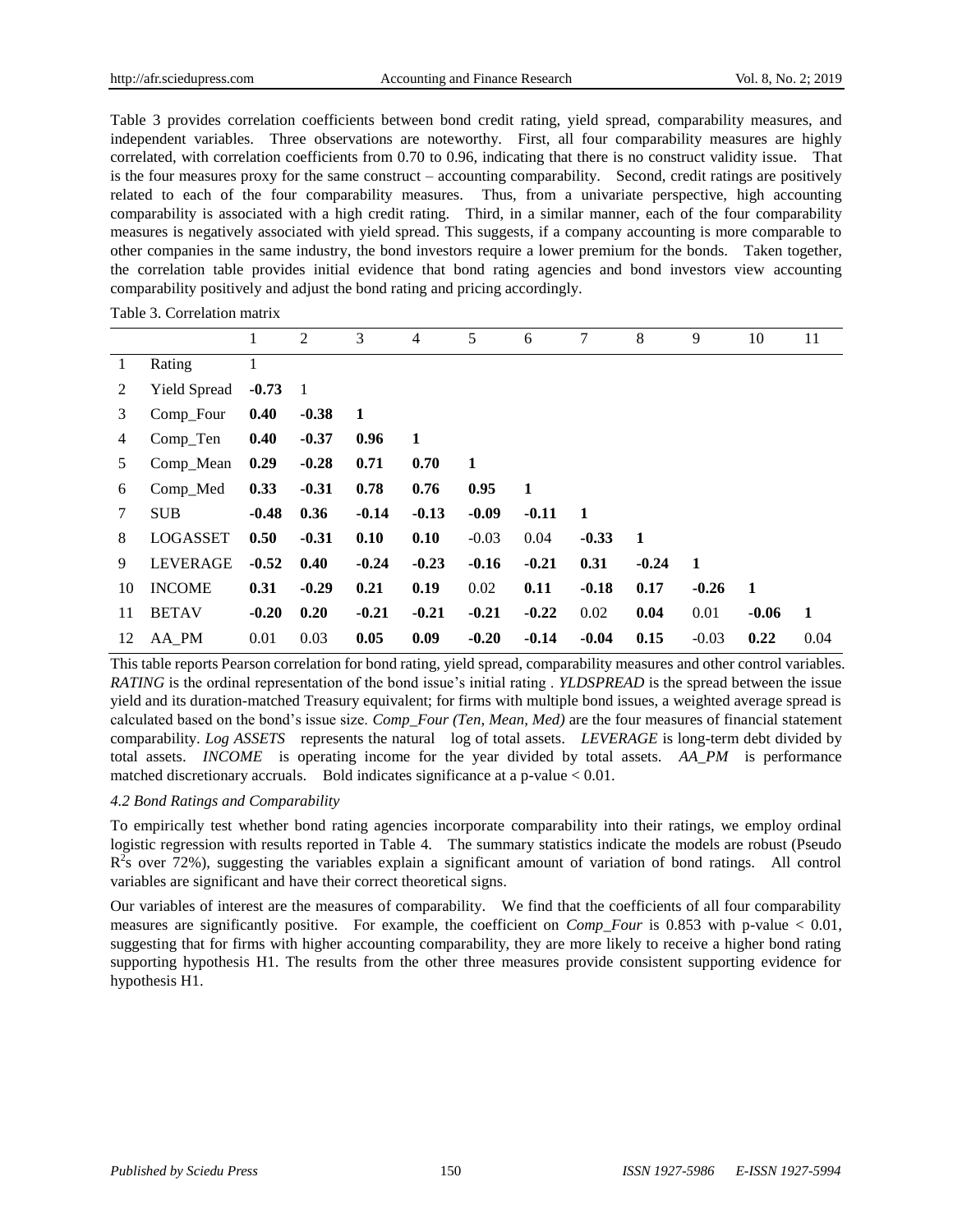Table 3 provides correlation coefficients between bond credit rating, yield spread, comparability measures, and independent variables. Three observations are noteworthy. First, all four comparability measures are highly correlated, with correlation coefficients from 0.70 to 0.96, indicating that there is no construct validity issue. That is the four measures proxy for the same construct – accounting comparability. Second, credit ratings are positively related to each of the four comparability measures. Thus, from a univariate perspective, high accounting comparability is associated with a high credit rating. Third, in a similar manner, each of the four comparability measures is negatively associated with yield spread. This suggests, if a company accounting is more comparable to other companies in the same industry, the bond investors require a lower premium for the bonds. Taken together, the correlation table provides initial evidence that bond rating agencies and bond investors view accounting comparability positively and adjust the bond rating and pricing accordingly.

Table 3. Correlation matrix

| | | 1 | 2 | 3 | 4 | 5 | 6 | 7 | 8 | 9 | 10 | 11 |
|---|---|---|---|---|---|---|---|---|---|---|---|---|
| 1 | Rating | 1 | | | | | | | | | | |
| 2 | Yield Spread | **-0.73** | 1 | | | | | | | | | |
| 3 | Comp_Four | **0.40** | **-0.38** | **1** | | | | | | | | |
| 4 | Comp_Ten | **0.40** | **-0.37** | **0.96** | **1** | | | | | | | |
| 5 | Comp_Mean | **0.29** | **-0.28** | **0.71** | **0.70** | **1** | | | | | | |
| 6 | Comp_Med | **0.33** | **-0.31** | **0.78** | **0.76** | **0.95** | **1** | | | | | |
| 7 | SUB | **-0.48** | **0.36** | **-0.14** | **-0.13** | **-0.09** | **-0.11** | **1** | | | | |
| 8 | LOGASSET | **0.50** | **-0.31** | **0.10** | **0.10** | -0.03 | 0.04 | **-0.33** | **1** | | | |
| 9 | LEVERAGE | **-0.52** | **0.40** | **-0.24** | **-0.23** | **-0.16** | **-0.21** | **0.31** | **-0.24** | **1** | | |
| 10 | INCOME | **0.31** | **-0.29** | **0.21** | **0.19** | 0.02 | **0.11** | **-0.18** | **0.17** | **-0.26** | **1** | |
| 11 | BETAV | **-0.20** | **0.20** | **-0.21** | **-0.21** | **-0.21** | **-0.22** | 0.02 | **0.04** | 0.01 | **-0.06** | **1** |
| 12 | AA_PM | 0.01 | 0.03 | **0.05** | **0.09** | **-0.20** | **-0.14** | **-0.04** | **0.15** | -0.03 | **0.22** | 0.04 |

This table reports Pearson correlation for bond rating, yield spread, comparability measures and other control variables. *RATING* is the ordinal representation of the bond issue's initial rating . *YLDSPREAD* is the spread between the issue yield and its duration-matched Treasury equivalent; for firms with multiple bond issues, a weighted average spread is calculated based on the bond's issue size. *Comp_Four (Ten, Mean, Med)* are the four measures of financial statement comparability. *Log ASSETS* represents the natural log of total assets. *LEVERAGE* is long-term debt divided by total assets. *INCOME* is operating income for the year divided by total assets. *AA_PM* is performance matched discretionary accruals. Bold indicates significance at a p-value < 0.01.

### *4.2 Bond Ratings and Comparability*

To empirically test whether bond rating agencies incorporate comparability into their ratings, we employ ordinal logistic regression with results reported in Table 4. The summary statistics indicate the models are robust (Pseudo $R^2$s over 72%), suggesting the variables explain a significant amount of variation of bond ratings. All control variables are significant and have their correct theoretical signs.

Our variables of interest are the measures of comparability. We find that the coefficients of all four comparability measures are significantly positive. For example, the coefficient on *Comp_Four* is 0.853 with p-value < 0.01, suggesting that for firms with higher accounting comparability, they are more likely to receive a higher bond rating supporting hypothesis H1. The results from the other three measures provide consistent supporting evidence for hypothesis H1.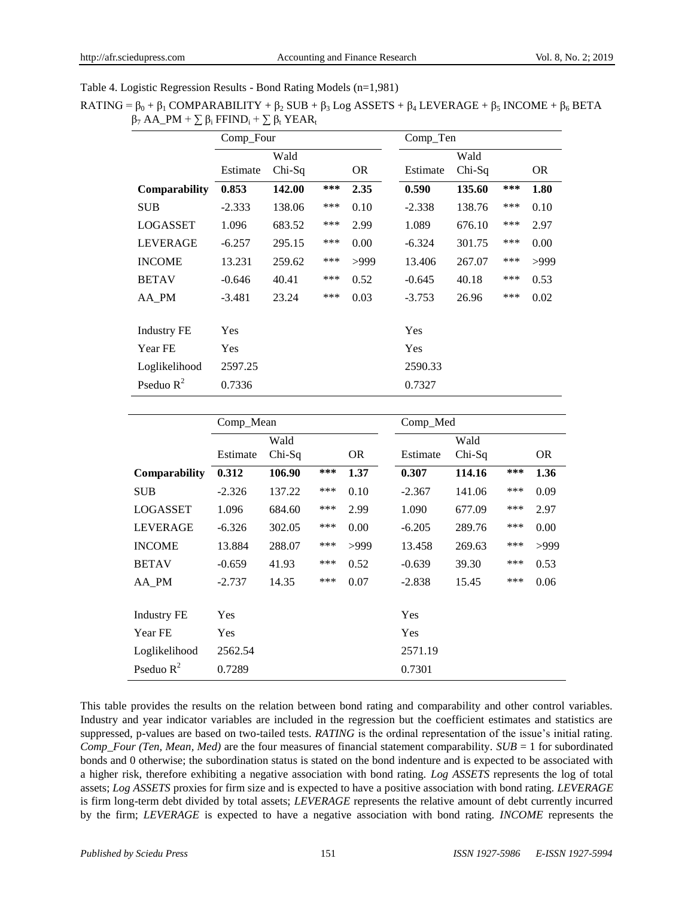Table 4. Logistic Regression Results - Bond Rating Models (n=1,981)

$$RATING = \beta_0 + \beta_1 \text{ COMPARABILITY} + \beta_2 \text{ SUB} + \beta_3 \text{ Log ASSETS} + \beta_4 \text{ LEVERAGE} + \beta_5 \text{ INCOME} + \beta_6 \text{ BETA } \beta_7 \text{ AA\_PM} + \sum \beta_i \text{ FFIND}_i + \sum \beta_t \text{ YEAR}_t$$

| | Comp_Four | | | | Comp_Ten | | | |
|---|---|---|---|---|---|---|---|---|
| | Estimate | Wald Chi-Sq | | OR | Estimate | Wald Chi-Sq | | OR |
| **Comparability** | **0.853** | **142.00** | ***** | **2.35** | **0.590** | **135.60** | ***** | **1.80** |
| SUB | -2.333 | 138.06 | *** | 0.10 | -2.338 | 138.76 | *** | 0.10 |
| LOGASSET | 1.096 | 683.52 | *** | 2.99 | 1.089 | 676.10 | *** | 2.97 |
| LEVERAGE | -6.257 | 295.15 | *** | 0.00 | -6.324 | 301.75 | *** | 0.00 |
| INCOME | 13.231 | 259.62 | *** | >999 | 13.406 | 267.07 | *** | >999 |
| BETAV | -0.646 | 40.41 | *** | 0.52 | -0.645 | 40.18 | *** | 0.53 |
| AA_PM | -3.481 | 23.24 | *** | 0.03 | -3.753 | 26.96 | *** | 0.02 |
| Industry FE | Yes | | | | Yes | | | |
| Year FE | Yes | | | | Yes | | | |
| Loglikelihood | 2597.25 | | | | 2590.33 | | | |
| Pseduo $R^2$ | 0.7336 | | | | 0.7327 | | | |

| | Comp_Mean | | | | Comp_Med | | | |
|---|---|---|---|---|---|---|---|---|
| | Estimate | Wald Chi-Sq | | OR | Estimate | Wald Chi-Sq | | OR |
| **Comparability** | **0.312** | **106.90** | ***** | **1.37** | **0.307** | **114.16** | ***** | **1.36** |
| SUB | -2.326 | 137.22 | *** | 0.10 | -2.367 | 141.06 | *** | 0.09 |
| LOGASSET | 1.096 | 684.60 | *** | 2.99 | 1.090 | 677.09 | *** | 2.97 |
| LEVERAGE | -6.326 | 302.05 | *** | 0.00 | -6.205 | 289.76 | *** | 0.00 |
| INCOME | 13.884 | 288.07 | *** | >999 | 13.458 | 269.63 | *** | >999 |
| BETAV | -0.659 | 41.93 | *** | 0.52 | -0.639 | 39.30 | *** | 0.53 |
| AA_PM | -2.737 | 14.35 | *** | 0.07 | -2.838 | 15.45 | *** | 0.06 |
| Industry FE | Yes | | | | Yes | | | |
| Year FE | Yes | | | | Yes | | | |
| Loglikelihood | 2562.54 | | | | 2571.19 | | | |
| Pseduo $R^2$ | 0.7289 | | | | 0.7301 | | | |

This table provides the results on the relation between bond rating and comparability and other control variables. Industry and year indicator variables are included in the regression but the coefficient estimates and statistics are suppressed, p-values are based on two-tailed tests. *RATING* is the ordinal representation of the issue's initial rating. *Comp_Four (Ten, Mean, Med)* are the four measures of financial statement comparability. *SUB* = 1 for subordinated bonds and 0 otherwise; the subordination status is stated on the bond indenture and is expected to be associated with a higher risk, therefore exhibiting a negative association with bond rating. *Log ASSETS* represents the log of total assets; *Log ASSETS* proxies for firm size and is expected to have a positive association with bond rating. *LEVERAGE* is firm long-term debt divided by total assets; *LEVERAGE* represents the relative amount of debt currently incurred by the firm; *LEVERAGE* is expected to have a negative association with bond rating. *INCOME* represents the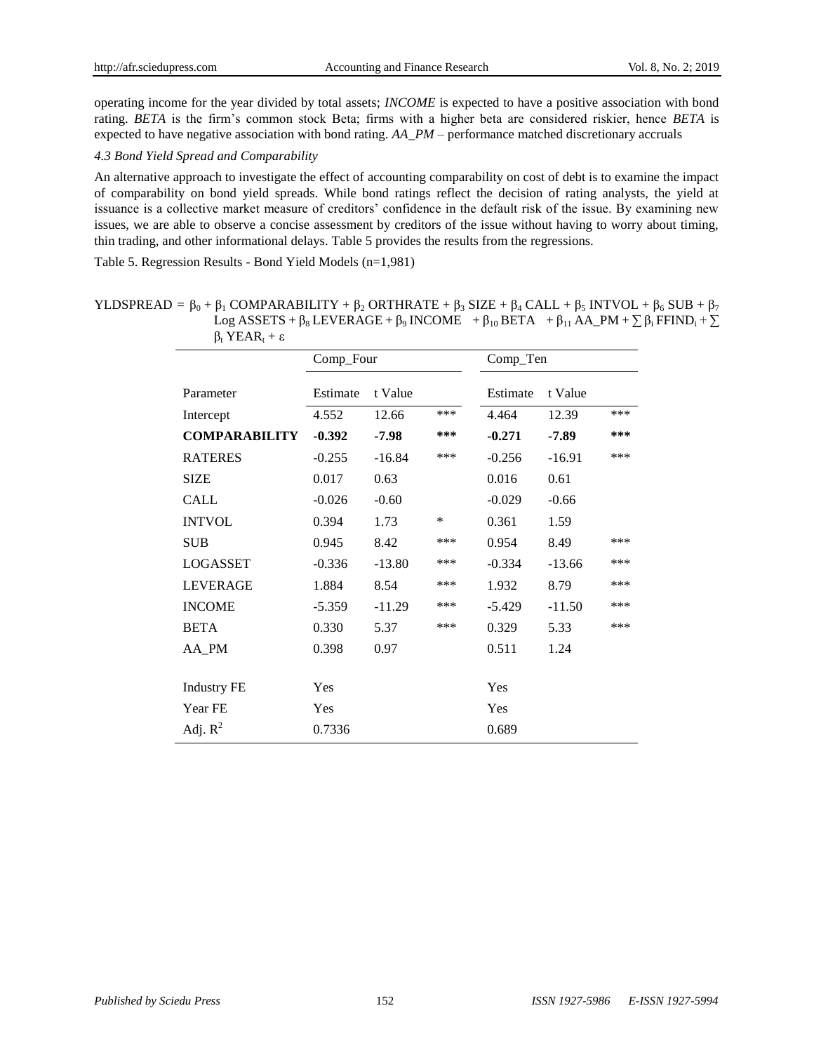operating income for the year divided by total assets; *INCOME* is expected to have a positive association with bond rating. *BETA* is the firm's common stock Beta; firms with a higher beta are considered riskier, hence *BETA* is expected to have negative association with bond rating. *AA_PM* – performance matched discretionary accruals

### *4.3 Bond Yield Spread and Comparability*

An alternative approach to investigate the effect of accounting comparability on cost of debt is to examine the impact of comparability on bond yield spreads. While bond ratings reflect the decision of rating analysts, the yield at issuance is a collective market measure of creditors' confidence in the default risk of the issue. By examining new issues, we are able to observe a concise assessment by creditors of the issue without having to worry about timing, thin trading, and other informational delays. Table 5 provides the results from the regressions.

Table 5. Regression Results - Bond Yield Models (n=1,981)

$$\text{YLDSPREAD} = \beta_0 + \beta_1\,\text{COMPARABILITY} + \beta_2\,\text{ORTHRATE} + \beta_3\,\text{SIZE} + \beta_4\,\text{CALL} + \beta_5\,\text{INTVOL} + \beta_6\,\text{SUB} + \beta_7\,\text{Log ASSETS} + \beta_8\,\text{LEVERAGE} + \beta_9\,\text{INCOME} + \beta_{10}\,\text{BETA} + \beta_{11}\,\text{AA\_PM} + \sum \beta_i\,\text{FFIND}_i + \sum \beta_t\,\text{YEAR}_t + \varepsilon$$

| | Comp_Four | | | Comp_Ten | | |
|---|---|---|---|---|---|---|
| Parameter | Estimate | t Value | | Estimate | t Value | |
| Intercept | 4.552 | 12.66 | *** | 4.464 | 12.39 | *** |
| **COMPARABILITY** | **-0.392** | **-7.98** | ***** | **-0.271** | **-7.89** | ***** |
| RATERES | -0.255 | -16.84 | *** | -0.256 | -16.91 | *** |
| SIZE | 0.017 | 0.63 | | 0.016 | 0.61 | |
| CALL | -0.026 | -0.60 | | -0.029 | -0.66 | |
| INTVOL | 0.394 | 1.73 | * | 0.361 | 1.59 | |
| SUB | 0.945 | 8.42 | *** | 0.954 | 8.49 | *** |
| LOGASSET | -0.336 | -13.80 | *** | -0.334 | -13.66 | *** |
| LEVERAGE | 1.884 | 8.54 | *** | 1.932 | 8.79 | *** |
| INCOME | -5.359 | -11.29 | *** | -5.429 | -11.50 | *** |
| BETA | 0.330 | 5.37 | *** | 0.329 | 5.33 | *** |
| AA_PM | 0.398 | 0.97 | | 0.511 | 1.24 | |
| Industry FE | Yes | | | Yes | | |
| Year FE | Yes | | | Yes | | |
| Adj. $R^2$ | 0.7336 | | | 0.689 | | |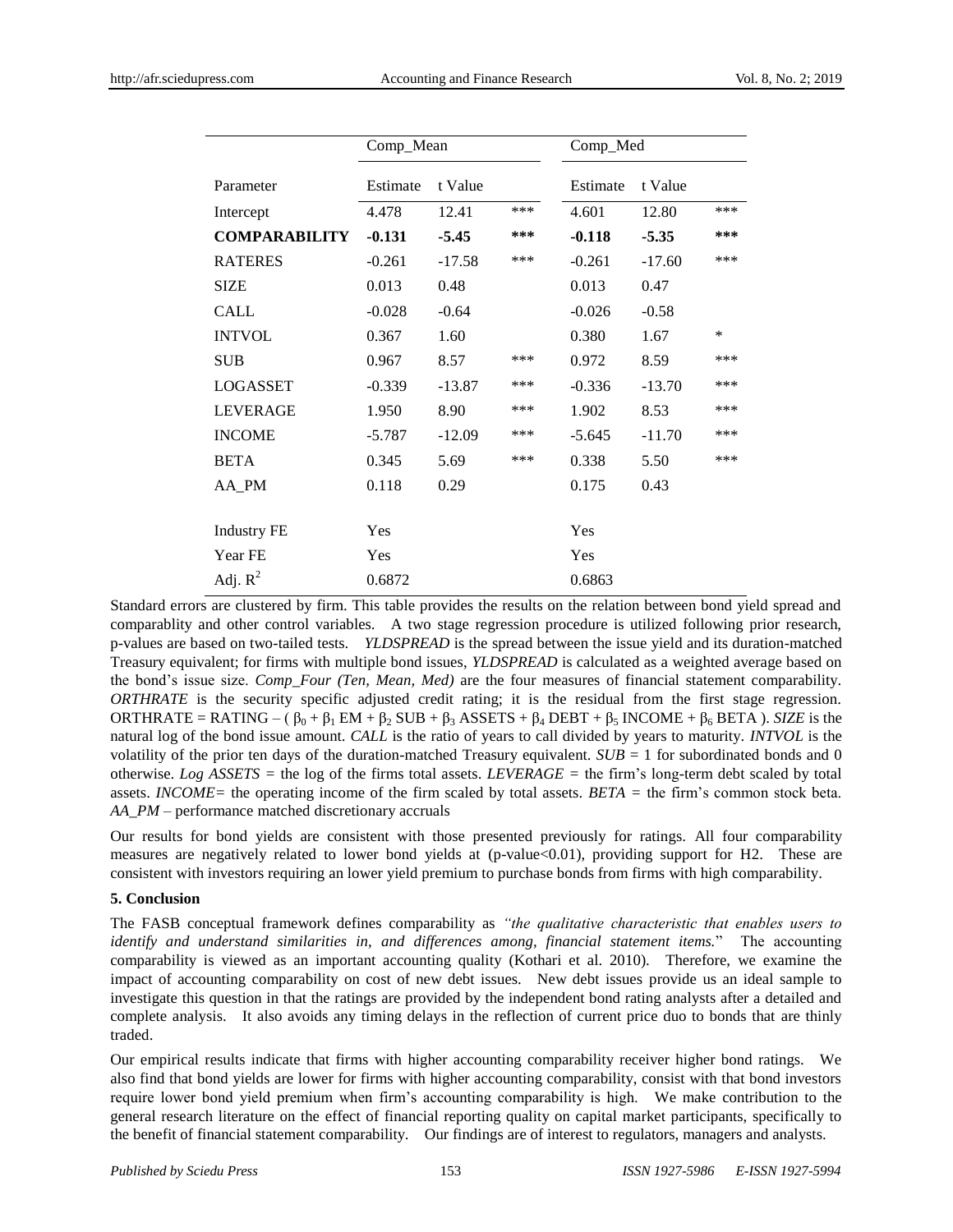| | Comp_Mean | | | Comp_Med | | |
|---|---|---|---|---|---|---|
| Parameter | Estimate | t Value | | Estimate | t Value | |
| Intercept | 4.478 | 12.41 | *** | 4.601 | 12.80 | *** |
| **COMPARABILITY** | **-0.131** | **-5.45** | **\*\*\*** | **-0.118** | **-5.35** | **\*\*\*** |
| RATERES | -0.261 | -17.58 | *** | -0.261 | -17.60 | *** |
| SIZE | 0.013 | 0.48 | | 0.013 | 0.47 | |
| CALL | -0.028 | -0.64 | | -0.026 | -0.58 | |
| INTVOL | 0.367 | 1.60 | | 0.380 | 1.67 | * |
| SUB | 0.967 | 8.57 | *** | 0.972 | 8.59 | *** |
| LOGASSET | -0.339 | -13.87 | *** | -0.336 | -13.70 | *** |
| LEVERAGE | 1.950 | 8.90 | *** | 1.902 | 8.53 | *** |
| INCOME | -5.787 | -12.09 | *** | -5.645 | -11.70 | *** |
| BETA | 0.345 | 5.69 | *** | 0.338 | 5.50 | *** |
| AA_PM | 0.118 | 0.29 | | 0.175 | 0.43 | |
| Industry FE | Yes | | | Yes | | |
| Year FE | Yes | | | Yes | | |
| Adj. $R^2$ | 0.6872 | | | 0.6863 | | |

Standard errors are clustered by firm. This table provides the results on the relation between bond yield spread and comparablity and other control variables. A two stage regression procedure is utilized following prior research, p-values are based on two-tailed tests. *YLDSPREAD* is the spread between the issue yield and its duration-matched Treasury equivalent; for firms with multiple bond issues, *YLDSPREAD* is calculated as a weighted average based on the bond's issue size. *Comp_Four (Ten, Mean, Med)* are the four measures of financial statement comparability. *ORTHRATE* is the security specific adjusted credit rating; it is the residual from the first stage regression. ORTHRATE = RATING – ( $\beta_0 + \beta_1$ EM + $\beta_2$ SUB + $\beta_3$ ASSETS + $\beta_4$ DEBT + $\beta_5$ INCOME + $\beta_6$ BETA ). *SIZE* is the natural log of the bond issue amount. *CALL* is the ratio of years to call divided by years to maturity. *INTVOL* is the volatility of the prior ten days of the duration-matched Treasury equivalent. *SUB* = 1 for subordinated bonds and 0 otherwise. *Log ASSETS* = the log of the firms total assets. *LEVERAGE* = the firm's long-term debt scaled by total assets. *INCOME*= the operating income of the firm scaled by total assets. *BETA* = the firm's common stock beta. *AA_PM* – performance matched discretionary accruals

Our results for bond yields are consistent with those presented previously for ratings. All four comparability measures are negatively related to lower bond yields at (p-value<0.01), providing support for H2. These are consistent with investors requiring an lower yield premium to purchase bonds from firms with high comparability.

## 5. Conclusion

The FASB conceptual framework defines comparability as *"the qualitative characteristic that enables users to identify and understand similarities in, and differences among, financial statement items.*" The accounting comparability is viewed as an important accounting quality (Kothari et al. 2010). Therefore, we examine the impact of accounting comparability on cost of new debt issues. New debt issues provide us an ideal sample to investigate this question in that the ratings are provided by the independent bond rating analysts after a detailed and complete analysis. It also avoids any timing delays in the reflection of current price duo to bonds that are thinly traded.

Our empirical results indicate that firms with higher accounting comparability receiver higher bond ratings. We also find that bond yields are lower for firms with higher accounting comparability, consist with that bond investors require lower bond yield premium when firm's accounting comparability is high. We make contribution to the general research literature on the effect of financial reporting quality on capital market participants, specifically to the benefit of financial statement comparability. Our findings are of interest to regulators, managers and analysts.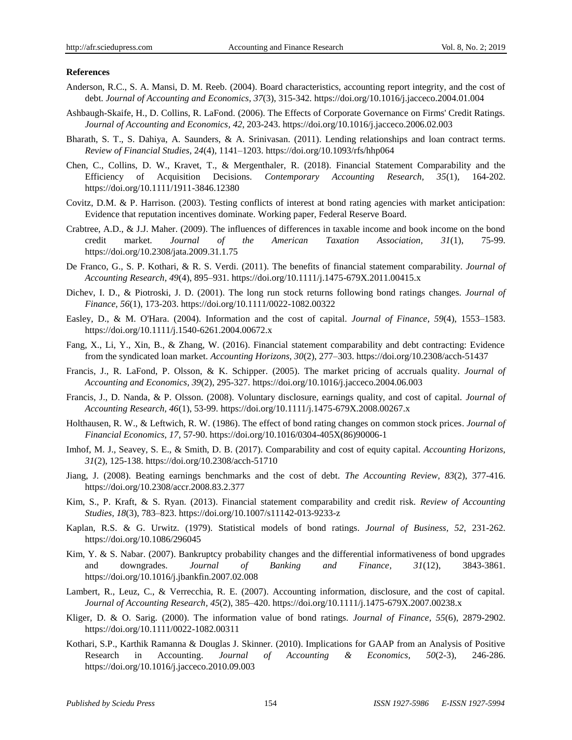**References**

Anderson, R.C., S. A. Mansi, D. M. Reeb. (2004). Board characteristics, accounting report integrity, and the cost of debt. *Journal of Accounting and Economics, 37*(3), 315-342. https://doi.org/10.1016/j.jacceco.2004.01.004

Ashbaugh-Skaife, H., D. Collins, R. LaFond. (2006). The Effects of Corporate Governance on Firms' Credit Ratings. *Journal of Accounting and Economics, 42*, 203-243. https://doi.org/10.1016/j.jacceco.2006.02.003

Bharath, S. T., S. Dahiya, A. Saunders, & A. Srinivasan. (2011). Lending relationships and loan contract terms. *Review of Financial Studies,* 2*4*(4), 1141–1203. https://doi.org/10.1093/rfs/hhp064

Chen, C., Collins, D. W., Kravet, T., & Mergenthaler, R. (2018). Financial Statement Comparability and the Efficiency of Acquisition Decisions. *Contemporary Accounting Research, 35*(1), 164-202. https://doi.org/10.1111/1911-3846.12380

Covitz, D.M. & P. Harrison. (2003). Testing conflicts of interest at bond rating agencies with market anticipation: Evidence that reputation incentives dominate. Working paper, Federal Reserve Board.

Crabtree, A.D., & J.J. Maher. (2009). The influences of differences in taxable income and book income on the bond credit market. *Journal of the American Taxation Association, 31*(1), 75-99. https://doi.org/10.2308/jata.2009.31.1.75

De Franco, G., S. P. Kothari, & R. S. Verdi. (2011). The benefits of financial statement comparability. *Journal of Accounting Research, 49*(4), 895–931. https://doi.org/10.1111/j.1475-679X.2011.00415.x

Dichev, I. D., & Piotroski, J. D. (2001). The long run stock returns following bond ratings changes. *Journal of Finance, 56*(1), 173-203. https://doi.org/10.1111/0022-1082.00322

Easley, D., & M. O'Hara. (2004). Information and the cost of capital. *Journal of Finance, 59*(4), 1553–1583. https://doi.org/10.1111/j.1540-6261.2004.00672.x

Fang, X., Li, Y., Xin, B., & Zhang, W. (2016). Financial statement comparability and debt contracting: Evidence from the syndicated loan market. *Accounting Horizons, 30*(2), 277–303. https://doi.org/10.2308/acch-51437

Francis, J., R. LaFond, P. Olsson, & K. Schipper. (2005). The market pricing of accruals quality. *Journal of Accounting and Economics, 39*(2), 295-327. https://doi.org/10.1016/j.jacceco.2004.06.003

Francis, J., D. Nanda, & P. Olsson. (2008). Voluntary disclosure, earnings quality, and cost of capital. *Journal of Accounting Research, 46*(1), 53-99. https://doi.org/10.1111/j.1475-679X.2008.00267.x

Holthausen, R. W., & Leftwich, R. W. (1986). The effect of bond rating changes on common stock prices. *Journal of Financial Economics, 17*, 57-90. https://doi.org/10.1016/0304-405X(86)90006-1

Imhof, M. J., Seavey, S. E., & Smith, D. B. (2017). Comparability and cost of equity capital. *Accounting Horizons, 31*(2), 125-138. https://doi.org/10.2308/acch-51710

Jiang, J. (2008). Beating earnings benchmarks and the cost of debt. *The Accounting Review, 83*(2), 377-416. https://doi.org/10.2308/accr.2008.83.2.377

Kim, S., P. Kraft, & S. Ryan. (2013). Financial statement comparability and credit risk. *Review of Accounting Studies, 18*(3), 783–823. https://doi.org/10.1007/s11142-013-9233-z

Kaplan, R.S. & G. Urwitz. (1979). Statistical models of bond ratings. *Journal of Business, 52*, 231-262. https://doi.org/10.1086/296045

Kim, Y. & S. Nabar. (2007). Bankruptcy probability changes and the differential informativeness of bond upgrades and downgrades. *Journal of Banking and Finance, 31*(12), 3843-3861. https://doi.org/10.1016/j.jbankfin.2007.02.008

Lambert, R., Leuz, C., & Verrecchia, R. E. (2007). Accounting information, disclosure, and the cost of capital. *Journal of Accounting Research, 45*(2), 385–420. https://doi.org/10.1111/j.1475-679X.2007.00238.x

Kliger, D. & O. Sarig. (2000). The information value of bond ratings. *Journal of Finance, 55*(6), 2879-2902. https://doi.org/10.1111/0022-1082.00311

Kothari, S.P., Karthik Ramanna & Douglas J. Skinner. (2010). Implications for GAAP from an Analysis of Positive Research in Accounting. *Journal of Accounting & Economics, 50*(2-3), 246-286. https://doi.org/10.1016/j.jacceco.2010.09.003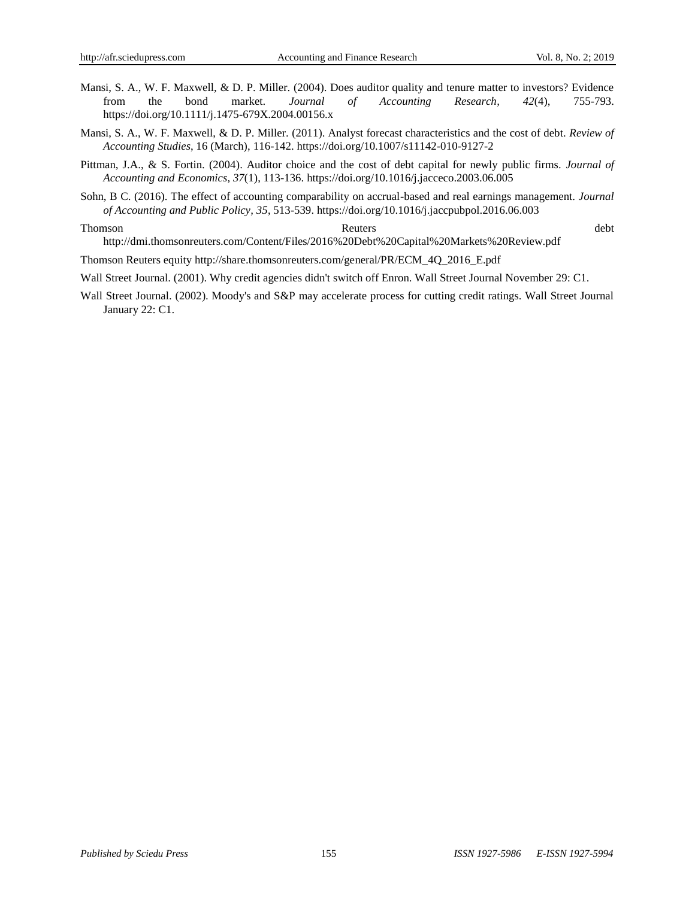Mansi, S. A., W. F. Maxwell, & D. P. Miller. (2004). Does auditor quality and tenure matter to investors? Evidence from the bond market. *Journal of Accounting Research, 42*(4), 755-793. https://doi.org/10.1111/j.1475-679X.2004.00156.x

Mansi, S. A., W. F. Maxwell, & D. P. Miller. (2011). Analyst forecast characteristics and the cost of debt. *Review of Accounting Studies*, 16 (March), 116-142. https://doi.org/10.1007/s11142-010-9127-2

Pittman, J.A., & S. Fortin. (2004). Auditor choice and the cost of debt capital for newly public firms. *Journal of Accounting and Economics, 37*(1), 113-136. https://doi.org/10.1016/j.jacceco.2003.06.005

Sohn, B C. (2016). The effect of accounting comparability on accrual-based and real earnings management. *Journal of Accounting and Public Policy, 35*, 513-539. https://doi.org/10.1016/j.jaccpubpol.2016.06.003

Thomson Reuters debt http://dmi.thomsonreuters.com/Content/Files/2016%20Debt%20Capital%20Markets%20Review.pdf

Thomson Reuters equity http://share.thomsonreuters.com/general/PR/ECM_4Q_2016_E.pdf

Wall Street Journal. (2001). Why credit agencies didn't switch off Enron. Wall Street Journal November 29: C1.

Wall Street Journal. (2002). Moody's and S&P may accelerate process for cutting credit ratings. Wall Street Journal January 22: C1.